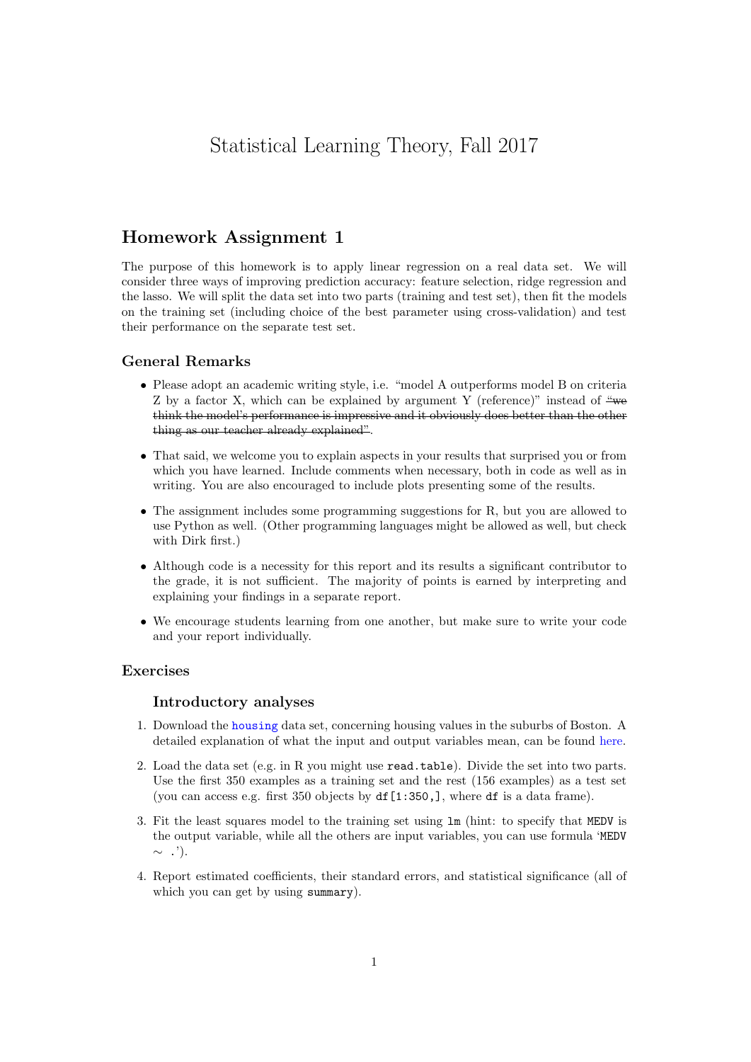# Statistical Learning Theory, Fall 2017

## Homework Assignment 1

The purpose of this homework is to apply linear regression on a real data set. We will consider three ways of improving prediction accuracy: feature selection, ridge regression and the lasso. We will split the data set into two parts (training and test set), then fit the models on the training set (including choice of the best parameter using cross-validation) and test their performance on the separate test set.

### General Remarks

- Please adopt an academic writing style, i.e. "model A outperforms model B on criteria Z by a factor X, which can be explained by argument Y (reference)" instead of ~~"we think the model's performance is impressive and it obviously does better than the other thing as our teacher already explained"~~.
- That said, we welcome you to explain aspects in your results that surprised you or from which you have learned. Include comments when necessary, both in code as well as in writing. You are also encouraged to include plots presenting some of the results.
- The assignment includes some programming suggestions for R, but you are allowed to use Python as well. (Other programming languages might be allowed as well, but check with Dirk first.)
- Although code is a necessity for this report and its results a significant contributor to the grade, it is not sufficient. The majority of points is earned by interpreting and explaining your findings in a separate report.
- We encourage students learning from one another, but make sure to write your code and your report individually.

### Exercises

#### Introductory analyses

1. Download the housing data set, concerning housing values in the suburbs of Boston. A detailed explanation of what the input and output variables mean, can be found here.
2. Load the data set (e.g. in R you might use `read.table`). Divide the set into two parts. Use the first 350 examples as a training set and the rest (156 examples) as a test set (you can access e.g. first 350 objects by `df[1:350,]`, where `df` is a data frame).
3. Fit the least squares model to the training set using `lm` (hint: to specify that `MEDV` is the output variable, while all the others are input variables, you can use formula '`MEDV ~ .`').
4. Report estimated coefficients, their standard errors, and statistical significance (all of which you can get by using `summary`).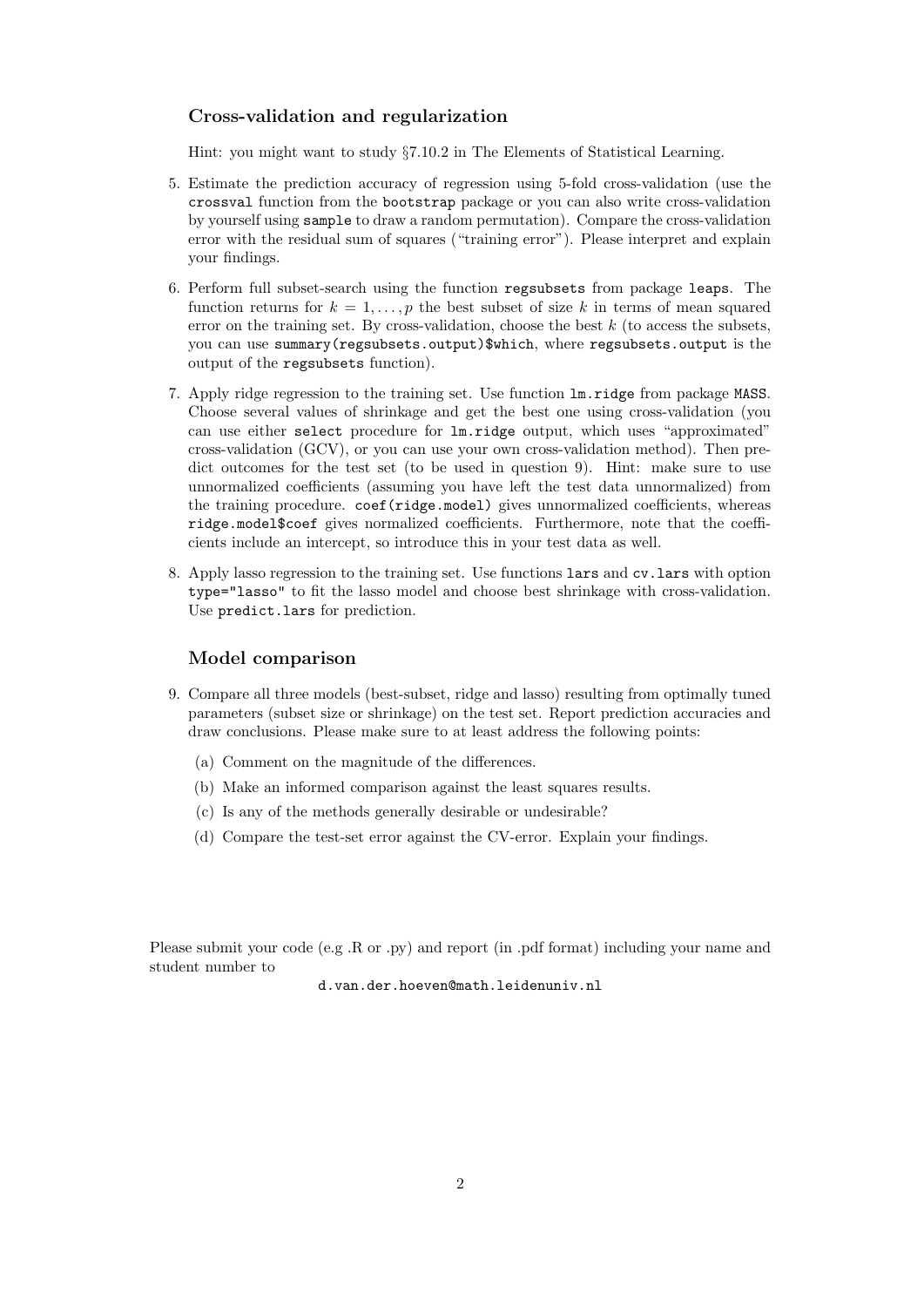## Cross-validation and regularization

Hint: you might want to study §7.10.2 in The Elements of Statistical Learning.

5. Estimate the prediction accuracy of regression using 5-fold cross-validation (use the `crossval` function from the `bootstrap` package or you can also write cross-validation by yourself using `sample` to draw a random permutation). Compare the cross-validation error with the residual sum of squares ("training error"). Please interpret and explain your findings.

6. Perform full subset-search using the function `regsubsets` from package `leaps`. The function returns for $k = 1, \ldots, p$ the best subset of size $k$ in terms of mean squared error on the training set. By cross-validation, choose the best $k$ (to access the subsets, you can use `summary(regsubsets.output)$which`, where `regsubsets.output` is the output of the `regsubsets` function).

7. Apply ridge regression to the training set. Use function `lm.ridge` from package `MASS`. Choose several values of shrinkage and get the best one using cross-validation (you can use either `select` procedure for `lm.ridge` output, which uses "approximated" cross-validation (GCV), or you can use your own cross-validation method). Then predict outcomes for the test set (to be used in question 9). Hint: make sure to use unnormalized coefficients (assuming you have left the test data unnormalized) from the training procedure. `coef(ridge.model)` gives unnormalized coefficients, whereas `ridge.model$coef` gives normalized coefficients. Furthermore, note that the coefficients include an intercept, so introduce this in your test data as well.

8. Apply lasso regression to the training set. Use functions `lars` and `cv.lars` with option `type="lasso"` to fit the lasso model and choose best shrinkage with cross-validation. Use `predict.lars` for prediction.

## Model comparison

9. Compare all three models (best-subset, ridge and lasso) resulting from optimally tuned parameters (subset size or shrinkage) on the test set. Report prediction accuracies and draw conclusions. Please make sure to at least address the following points:

   (a) Comment on the magnitude of the differences.

   (b) Make an informed comparison against the least squares results.

   (c) Is any of the methods generally desirable or undesirable?

   (d) Compare the test-set error against the CV-error. Explain your findings.

Please submit your code (e.g .R or .py) and report (in .pdf format) including your name and student number to

`d.van.der.hoeven@math.leidenuniv.nl`